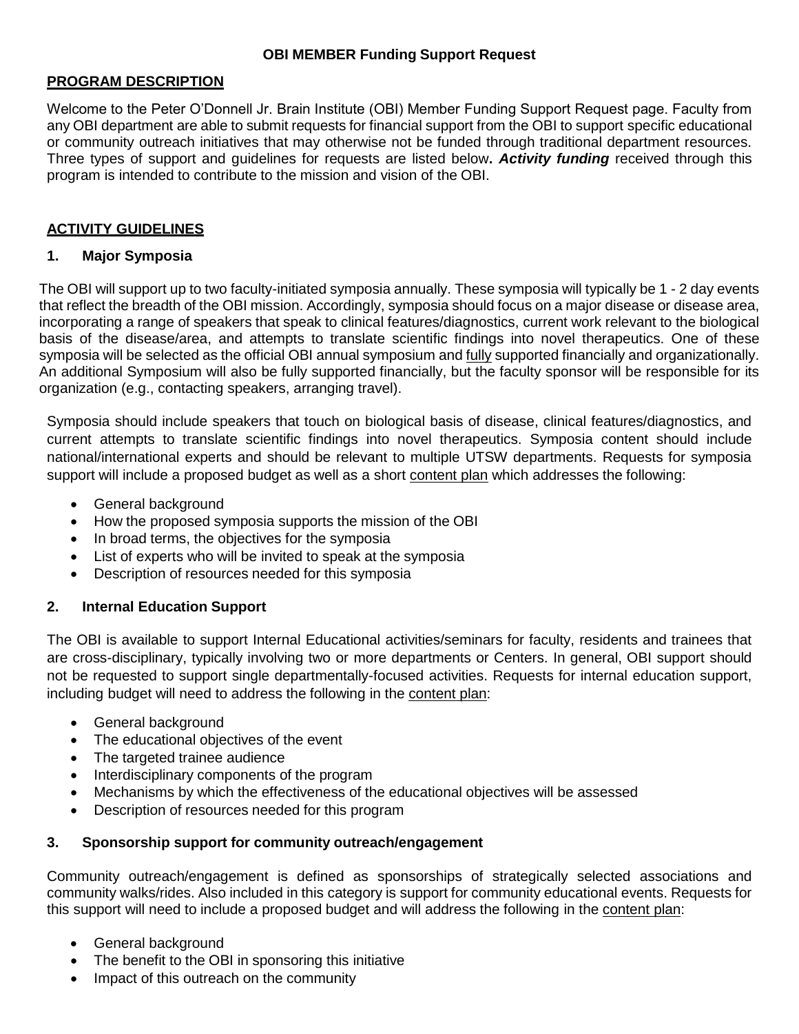# OBI MEMBER Funding Support Request

## PROGRAM DESCRIPTION

Welcome to the Peter O'Donnell Jr. Brain Institute (OBI) Member Funding Support Request page. Faculty from any OBI department are able to submit requests for financial support from the OBI to support specific educational or community outreach initiatives that may otherwise not be funded through traditional department resources. Three types of support and guidelines for requests are listed below**.** ***Activity funding*** received through this program is intended to contribute to the mission and vision of the OBI.

## ACTIVITY GUIDELINES

### 1. Major Symposia

The OBI will support up to two faculty-initiated symposia annually. These symposia will typically be 1 - 2 day events that reflect the breadth of the OBI mission. Accordingly, symposia should focus on a major disease or disease area, incorporating a range of speakers that speak to clinical features/diagnostics, current work relevant to the biological basis of the disease/area, and attempts to translate scientific findings into novel therapeutics. One of these symposia will be selected as the official OBI annual symposium and fully supported financially and organizationally. An additional Symposium will also be fully supported financially, but the faculty sponsor will be responsible for its organization (e.g., contacting speakers, arranging travel).

Symposia should include speakers that touch on biological basis of disease, clinical features/diagnostics, and current attempts to translate scientific findings into novel therapeutics. Symposia content should include national/international experts and should be relevant to multiple UTSW departments. Requests for symposia support will include a proposed budget as well as a short content plan which addresses the following:

- General background
- How the proposed symposia supports the mission of the OBI
- In broad terms, the objectives for the symposia
- List of experts who will be invited to speak at the symposia
- Description of resources needed for this symposia

### 2. Internal Education Support

The OBI is available to support Internal Educational activities/seminars for faculty, residents and trainees that are cross-disciplinary, typically involving two or more departments or Centers. In general, OBI support should not be requested to support single departmentally-focused activities. Requests for internal education support, including budget will need to address the following in the content plan:

- General background
- The educational objectives of the event
- The targeted trainee audience
- Interdisciplinary components of the program
- Mechanisms by which the effectiveness of the educational objectives will be assessed
- Description of resources needed for this program

### 3. Sponsorship support for community outreach/engagement

Community outreach/engagement is defined as sponsorships of strategically selected associations and community walks/rides. Also included in this category is support for community educational events. Requests for this support will need to include a proposed budget and will address the following in the content plan:

- General background
- The benefit to the OBI in sponsoring this initiative
- Impact of this outreach on the community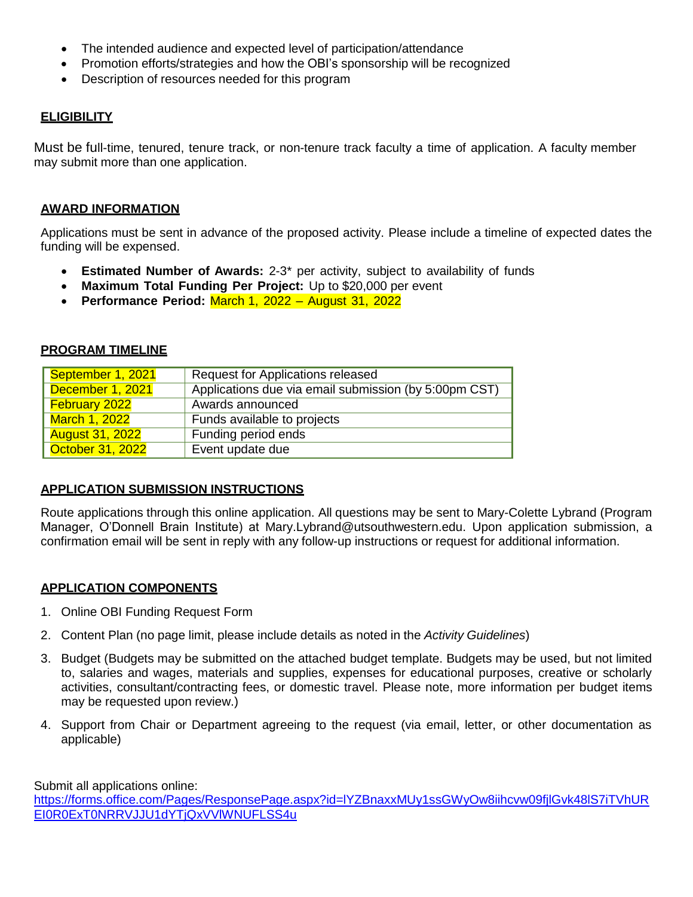- The intended audience and expected level of participation/attendance
- Promotion efforts/strategies and how the OBI's sponsorship will be recognized
- Description of resources needed for this program

## ELIGIBILITY

Must be full-time, tenured, tenure track, or non-tenure track faculty a time of application. A faculty member may submit more than one application.

## AWARD INFORMATION

Applications must be sent in advance of the proposed activity. Please include a timeline of expected dates the funding will be expensed.

- **Estimated Number of Awards:** 2-3* per activity, subject to availability of funds
- **Maximum Total Funding Per Project:** Up to $20,000 per event
- **Performance Period:** March 1, 2022 – August 31, 2022

## PROGRAM TIMELINE

| | |
|---|---|
| September 1, 2021 | Request for Applications released |
| December 1, 2021 | Applications due via email submission (by 5:00pm CST) |
| February 2022 | Awards announced |
| March 1, 2022 | Funds available to projects |
| August 31, 2022 | Funding period ends |
| October 31, 2022 | Event update due |

## APPLICATION SUBMISSION INSTRUCTIONS

Route applications through this online application. All questions may be sent to Mary-Colette Lybrand (Program Manager, O'Donnell Brain Institute) at Mary.Lybrand@utsouthwestern.edu. Upon application submission, a confirmation email will be sent in reply with any follow-up instructions or request for additional information.

## APPLICATION COMPONENTS

1. Online OBI Funding Request Form
2. Content Plan (no page limit, please include details as noted in the *Activity Guidelines*)
3. Budget (Budgets may be submitted on the attached budget template. Budgets may be used, but not limited to, salaries and wages, materials and supplies, expenses for educational purposes, creative or scholarly activities, consultant/contracting fees, or domestic travel. Please note, more information per budget items may be requested upon review.)
4. Support from Chair or Department agreeing to the request (via email, letter, or other documentation as applicable)

Submit all applications online:
https://forms.office.com/Pages/ResponsePage.aspx?id=lYZBnaxxMUy1ssGWyOw8iihcvw09fjlGvk48lS7iTVhUREI0R0ExT0NRRVJJU1dYTjQxVVlWNUFLSS4u